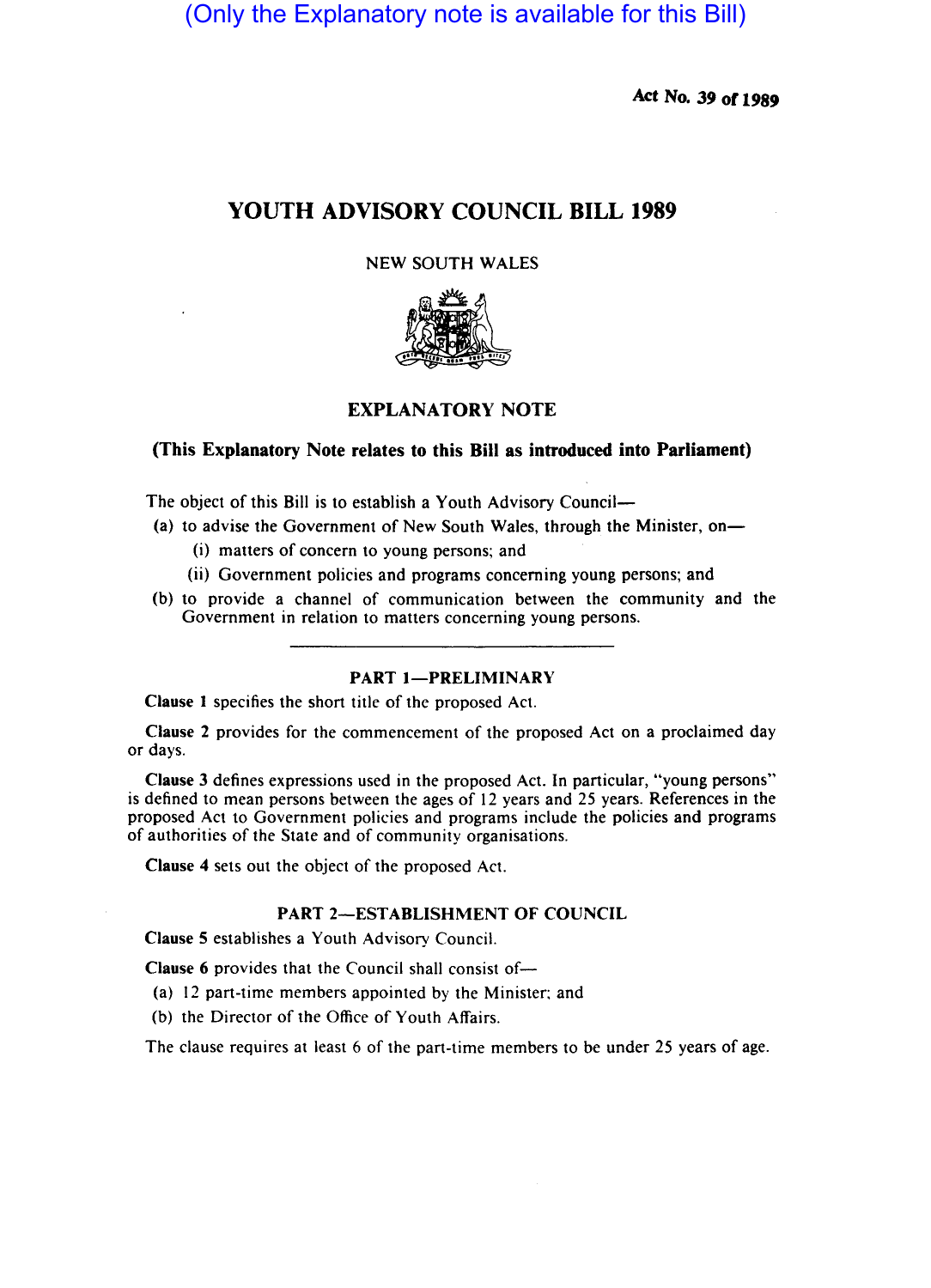(Only the Explanatory note is available for this Bill)

Act No. 39 of 1989

# YOUTH ADVISORY COUNCIL BILL 1989

NEW SOUTH WALES

## EXPLANATORY NOTE

**(This Explanatory Note relates to this Bill as introduced into Parliament)**

The object of this Bill is to establish a Youth Advisory Council—

(a) to advise the Government of New South Wales, through the Minister, on—

  (i) matters of concern to young persons; and

  (ii) Government policies and programs concerning young persons; and

(b) to provide a channel of communication between the community and the Government in relation to matters concerning young persons.

---

### PART 1—PRELIMINARY

**Clause 1** specifies the short title of the proposed Act.

**Clause 2** provides for the commencement of the proposed Act on a proclaimed day or days.

**Clause 3** defines expressions used in the proposed Act. In particular, "young persons" is defined to mean persons between the ages of 12 years and 25 years. References in the proposed Act to Government policies and programs include the policies and programs of authorities of the State and of community organisations.

**Clause 4** sets out the object of the proposed Act.

### PART 2—ESTABLISHMENT OF COUNCIL

**Clause 5** establishes a Youth Advisory Council.

**Clause 6** provides that the Council shall consist of—

(a) 12 part-time members appointed by the Minister; and

(b) the Director of the Office of Youth Affairs.

The clause requires at least 6 of the part-time members to be under 25 years of age.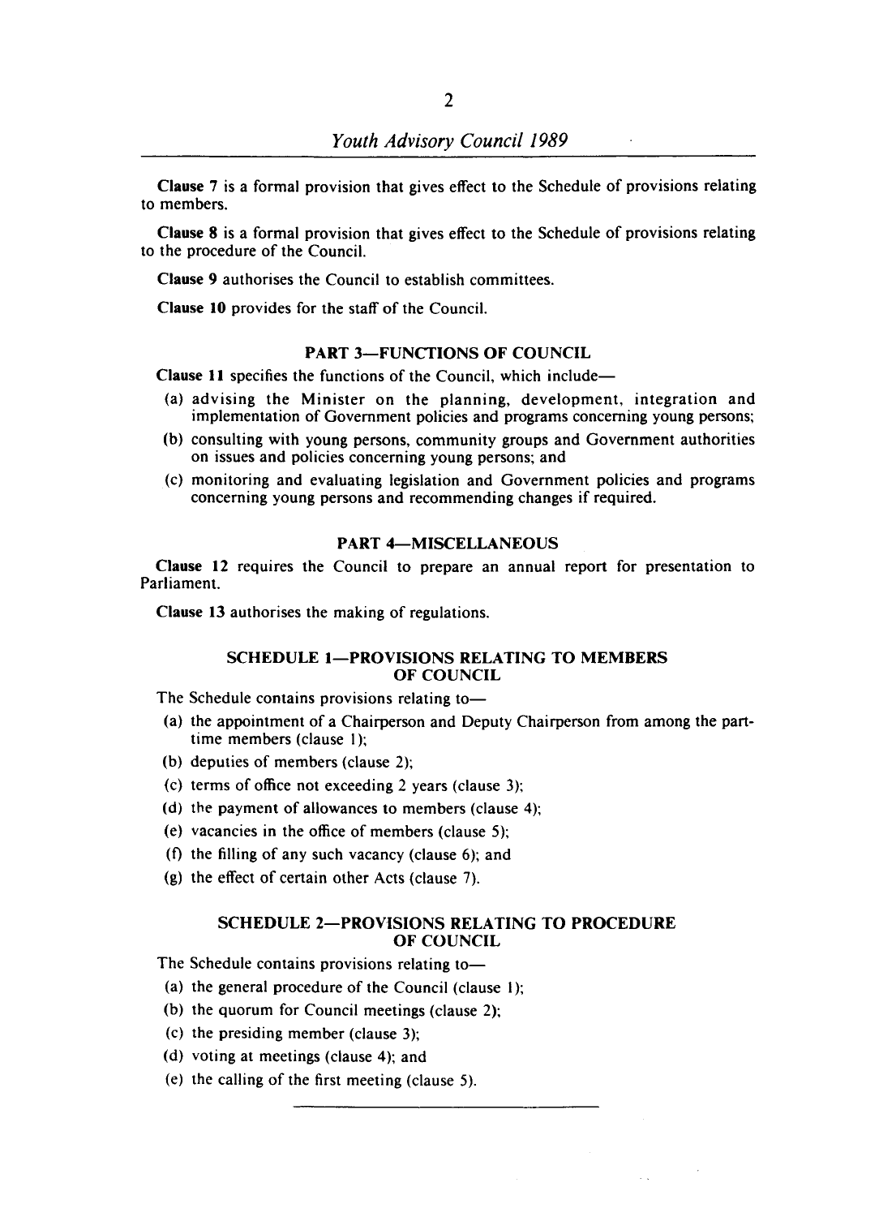**Clause 7** is a formal provision that gives effect to the Schedule of provisions relating to members.

**Clause 8** is a formal provision that gives effect to the Schedule of provisions relating to the procedure of the Council.

**Clause 9** authorises the Council to establish committees.

**Clause 10** provides for the staff of the Council.

## PART 3—FUNCTIONS OF COUNCIL

**Clause 11** specifies the functions of the Council, which include—

- (a) advising the Minister on the planning, development, integration and implementation of Government policies and programs concerning young persons;
- (b) consulting with young persons, community groups and Government authorities on issues and policies concerning young persons; and
- (c) monitoring and evaluating legislation and Government policies and programs concerning young persons and recommending changes if required.

## PART 4—MISCELLANEOUS

**Clause 12** requires the Council to prepare an annual report for presentation to Parliament.

**Clause 13** authorises the making of regulations.

## SCHEDULE 1—PROVISIONS RELATING TO MEMBERS OF COUNCIL

The Schedule contains provisions relating to—

- (a) the appointment of a Chairperson and Deputy Chairperson from among the part-time members (clause 1);
- (b) deputies of members (clause 2);
- (c) terms of office not exceeding 2 years (clause 3);
- (d) the payment of allowances to members (clause 4);
- (e) vacancies in the office of members (clause 5);
- (f) the filling of any such vacancy (clause 6); and
- (g) the effect of certain other Acts (clause 7).

## SCHEDULE 2—PROVISIONS RELATING TO PROCEDURE OF COUNCIL

The Schedule contains provisions relating to—

- (a) the general procedure of the Council (clause 1);
- (b) the quorum for Council meetings (clause 2);
- (c) the presiding member (clause 3);
- (d) voting at meetings (clause 4); and
- (e) the calling of the first meeting (clause 5).